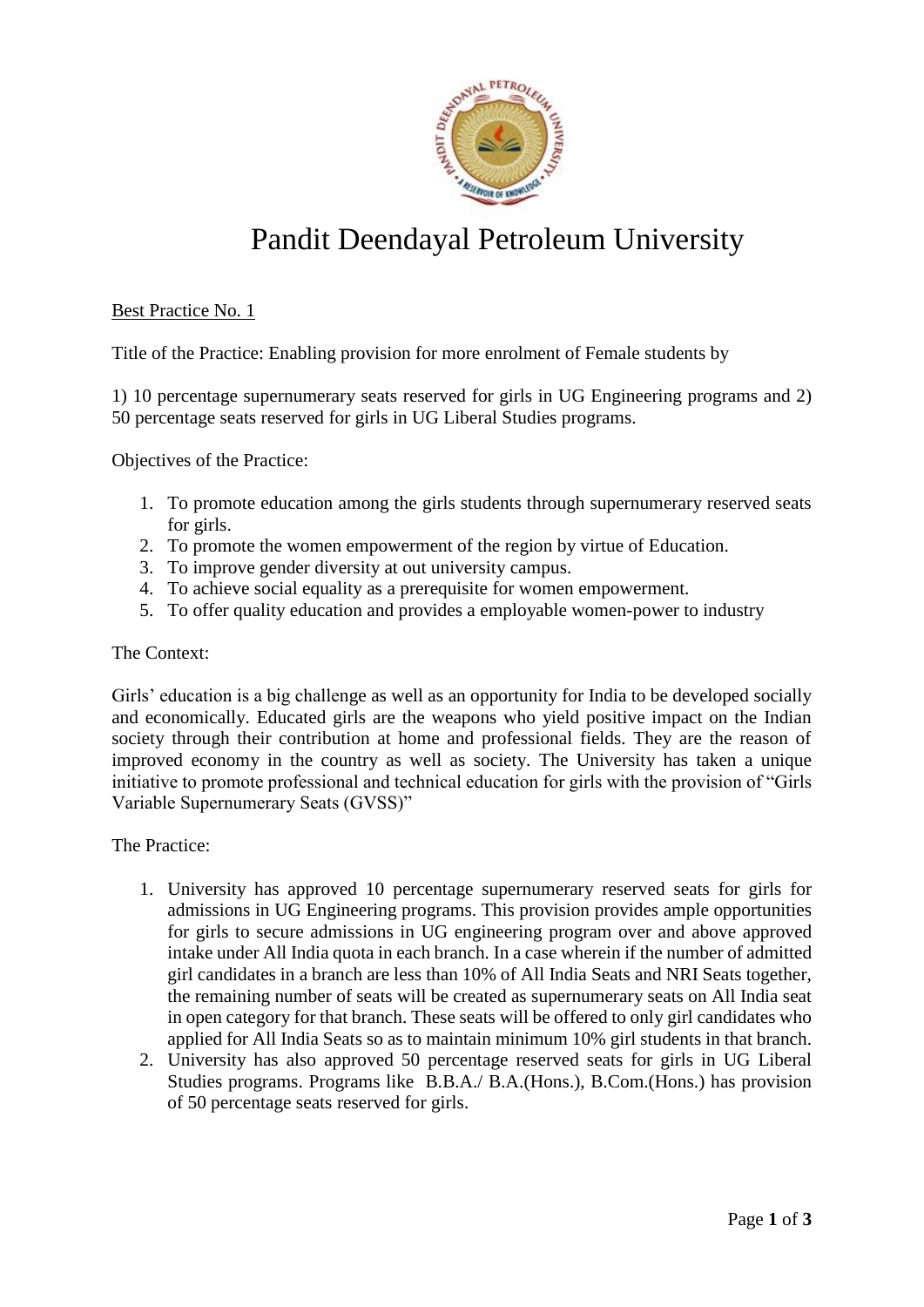# Pandit Deendayal Petroleum University

Best Practice No. 1

Title of the Practice: Enabling provision for more enrolment of Female students by

1) 10 percentage supernumerary seats reserved for girls in UG Engineering programs and 2) 50 percentage seats reserved for girls in UG Liberal Studies programs.

Objectives of the Practice:

1. To promote education among the girls students through supernumerary reserved seats for girls.
2. To promote the women empowerment of the region by virtue of Education.
3. To improve gender diversity at out university campus.
4. To achieve social equality as a prerequisite for women empowerment.
5. To offer quality education and provides a employable women-power to industry

The Context:

Girls' education is a big challenge as well as an opportunity for India to be developed socially and economically. Educated girls are the weapons who yield positive impact on the Indian society through their contribution at home and professional fields. They are the reason of improved economy in the country as well as society. The University has taken a unique initiative to promote professional and technical education for girls with the provision of "Girls Variable Supernumerary Seats (GVSS)"

The Practice:

1. University has approved 10 percentage supernumerary reserved seats for girls for admissions in UG Engineering programs. This provision provides ample opportunities for girls to secure admissions in UG engineering program over and above approved intake under All India quota in each branch. In a case wherein if the number of admitted girl candidates in a branch are less than 10% of All India Seats and NRI Seats together, the remaining number of seats will be created as supernumerary seats on All India seat in open category for that branch. These seats will be offered to only girl candidates who applied for All India Seats so as to maintain minimum 10% girl students in that branch.
2. University has also approved 50 percentage reserved seats for girls in UG Liberal Studies programs. Programs like B.B.A./ B.A.(Hons.), B.Com.(Hons.) has provision of 50 percentage seats reserved for girls.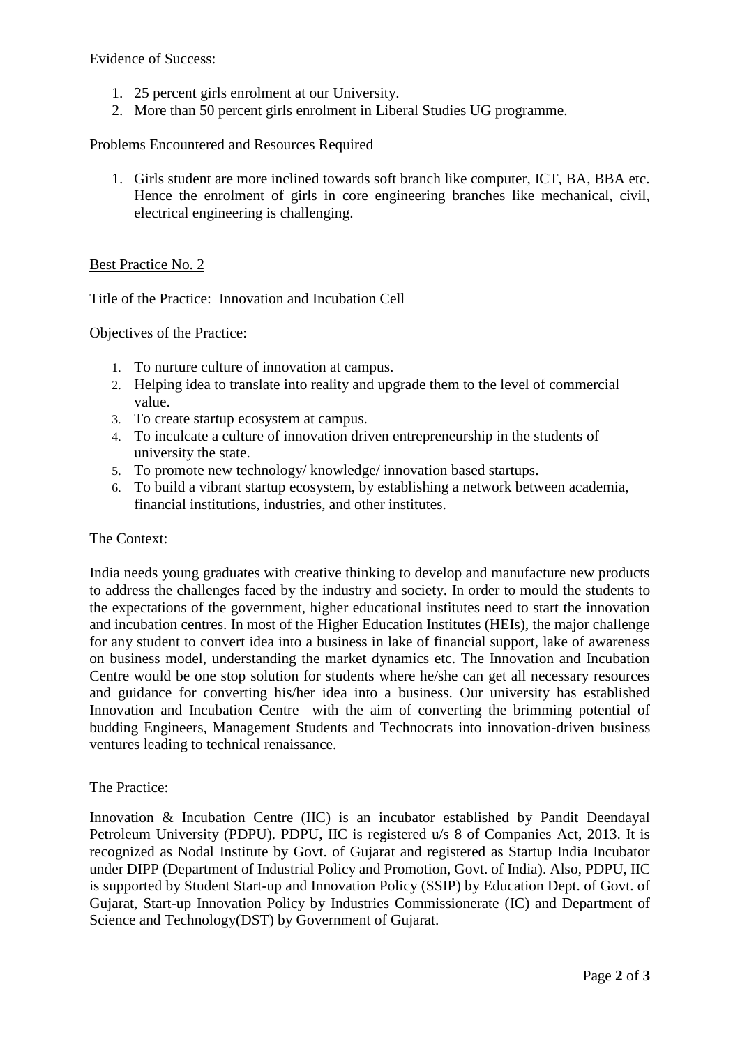Evidence of Success:

1. 25 percent girls enrolment at our University.
2. More than 50 percent girls enrolment in Liberal Studies UG programme.

Problems Encountered and Resources Required

1. Girls student are more inclined towards soft branch like computer, ICT, BA, BBA etc. Hence the enrolment of girls in core engineering branches like mechanical, civil, electrical engineering is challenging.

Best Practice No. 2

Title of the Practice: Innovation and Incubation Cell

Objectives of the Practice:

1. To nurture culture of innovation at campus.
2. Helping idea to translate into reality and upgrade them to the level of commercial value.
3. To create startup ecosystem at campus.
4. To inculcate a culture of innovation driven entrepreneurship in the students of university the state.
5. To promote new technology/ knowledge/ innovation based startups.
6. To build a vibrant startup ecosystem, by establishing a network between academia, financial institutions, industries, and other institutes.

The Context:

India needs young graduates with creative thinking to develop and manufacture new products to address the challenges faced by the industry and society. In order to mould the students to the expectations of the government, higher educational institutes need to start the innovation and incubation centres. In most of the Higher Education Institutes (HEIs), the major challenge for any student to convert idea into a business in lake of financial support, lake of awareness on business model, understanding the market dynamics etc. The Innovation and Incubation Centre would be one stop solution for students where he/she can get all necessary resources and guidance for converting his/her idea into a business. Our university has established Innovation and Incubation Centre with the aim of converting the brimming potential of budding Engineers, Management Students and Technocrats into innovation-driven business ventures leading to technical renaissance.

The Practice:

Innovation & Incubation Centre (IIC) is an incubator established by Pandit Deendayal Petroleum University (PDPU). PDPU, IIC is registered u/s 8 of Companies Act, 2013. It is recognized as Nodal Institute by Govt. of Gujarat and registered as Startup India Incubator under DIPP (Department of Industrial Policy and Promotion, Govt. of India). Also, PDPU, IIC is supported by Student Start-up and Innovation Policy (SSIP) by Education Dept. of Govt. of Gujarat, Start-up Innovation Policy by Industries Commissionerate (IC) and Department of Science and Technology(DST) by Government of Gujarat.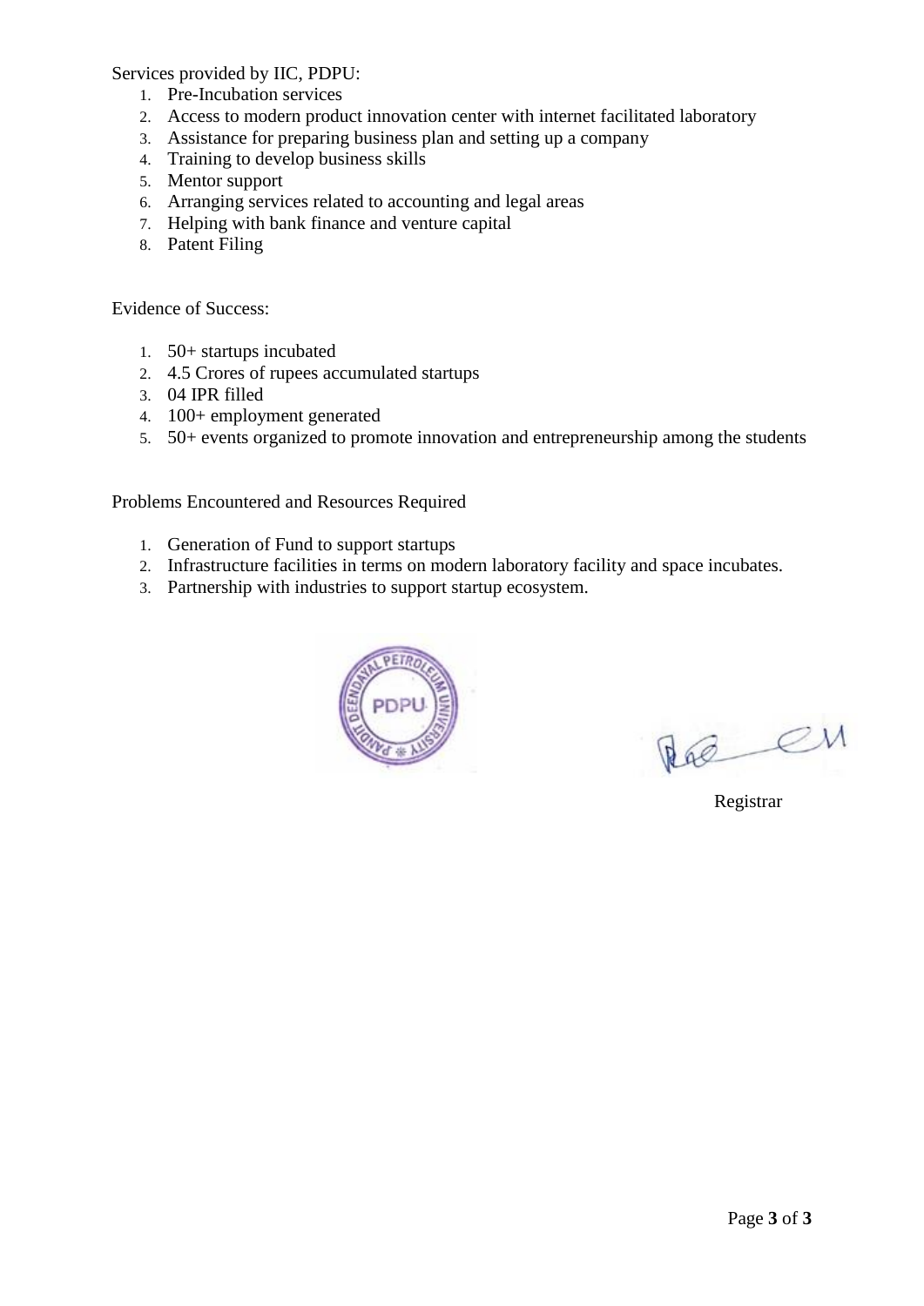Services provided by IIC, PDPU:

1. Pre-Incubation services
2. Access to modern product innovation center with internet facilitated laboratory
3. Assistance for preparing business plan and setting up a company
4. Training to develop business skills
5. Mentor support
6. Arranging services related to accounting and legal areas
7. Helping with bank finance and venture capital
8. Patent Filing

Evidence of Success:

1. 50+ startups incubated
2. 4.5 Crores of rupees accumulated startups
3. 04 IPR filled
4. 100+ employment generated
5. 50+ events organized to promote innovation and entrepreneurship among the students

Problems Encountered and Resources Required

1. Generation of Fund to support startups
2. Infrastructure facilities in terms on modern laboratory facility and space incubates.
3. Partnership with industries to support startup ecosystem.

Registrar